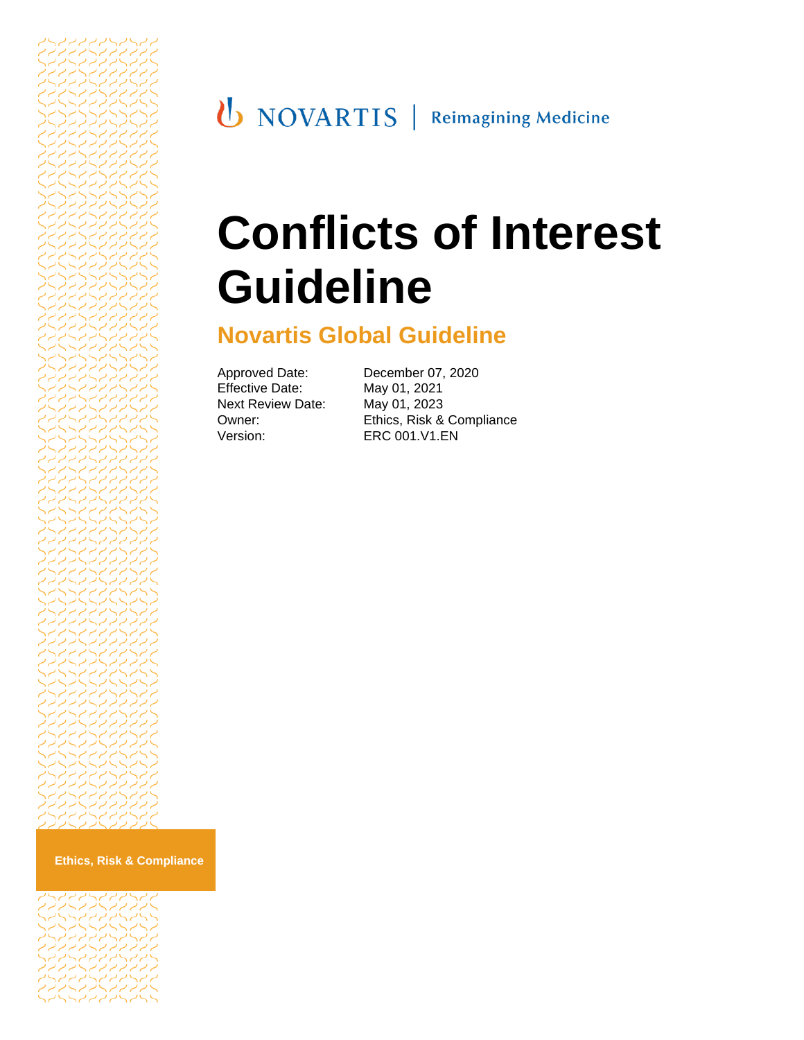NOVARTIS | Reimagining Medicine

# Conflicts of Interest Guideline

## Novartis Global Guideline

| | |
|---|---|
| Approved Date: | December 07, 2020 |
| Effective Date: | May 01, 2021 |
| Next Review Date: | May 01, 2023 |
| Owner: | Ethics, Risk & Compliance |
| Version: | ERC 001.V1.EN |

Ethics, Risk & Compliance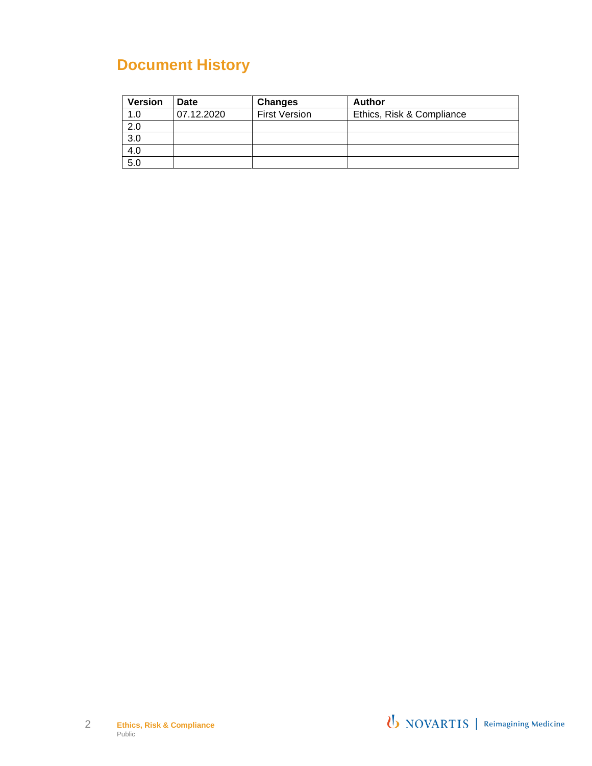# Document History

| Version | Date | Changes | Author |
| --- | --- | --- | --- |
| 1.0 | 07.12.2020 | First Version | Ethics, Risk & Compliance |
| 2.0 | | | |
| 3.0 | | | |
| 4.0 | | | |
| 5.0 | | | |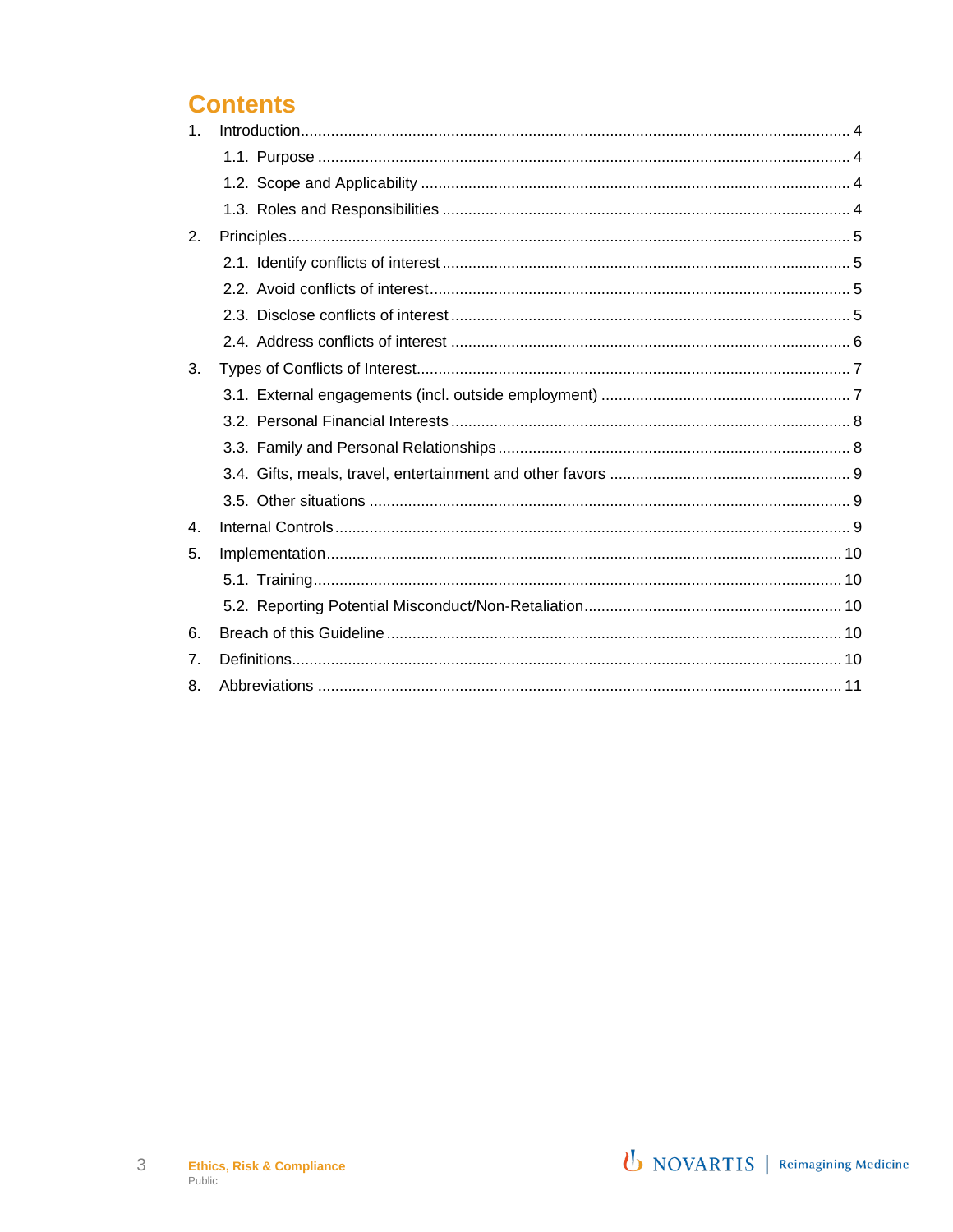# Contents

1. Introduction .... 4
   - 1.1. Purpose .... 4
   - 1.2. Scope and Applicability .... 4
   - 1.3. Roles and Responsibilities .... 4
2. Principles .... 5
   - 2.1. Identify conflicts of interest .... 5
   - 2.2. Avoid conflicts of interest .... 5
   - 2.3. Disclose conflicts of interest .... 5
   - 2.4. Address conflicts of interest .... 6
3. Types of Conflicts of Interest .... 7
   - 3.1. External engagements (incl. outside employment) .... 7
   - 3.2. Personal Financial Interests .... 8
   - 3.3. Family and Personal Relationships .... 8
   - 3.4. Gifts, meals, travel, entertainment and other favors .... 9
   - 3.5. Other situations .... 9
4. Internal Controls .... 9
5. Implementation .... 10
   - 5.1. Training .... 10
   - 5.2. Reporting Potential Misconduct/Non-Retaliation .... 10
6. Breach of this Guideline .... 10
7. Definitions .... 10
8. Abbreviations .... 11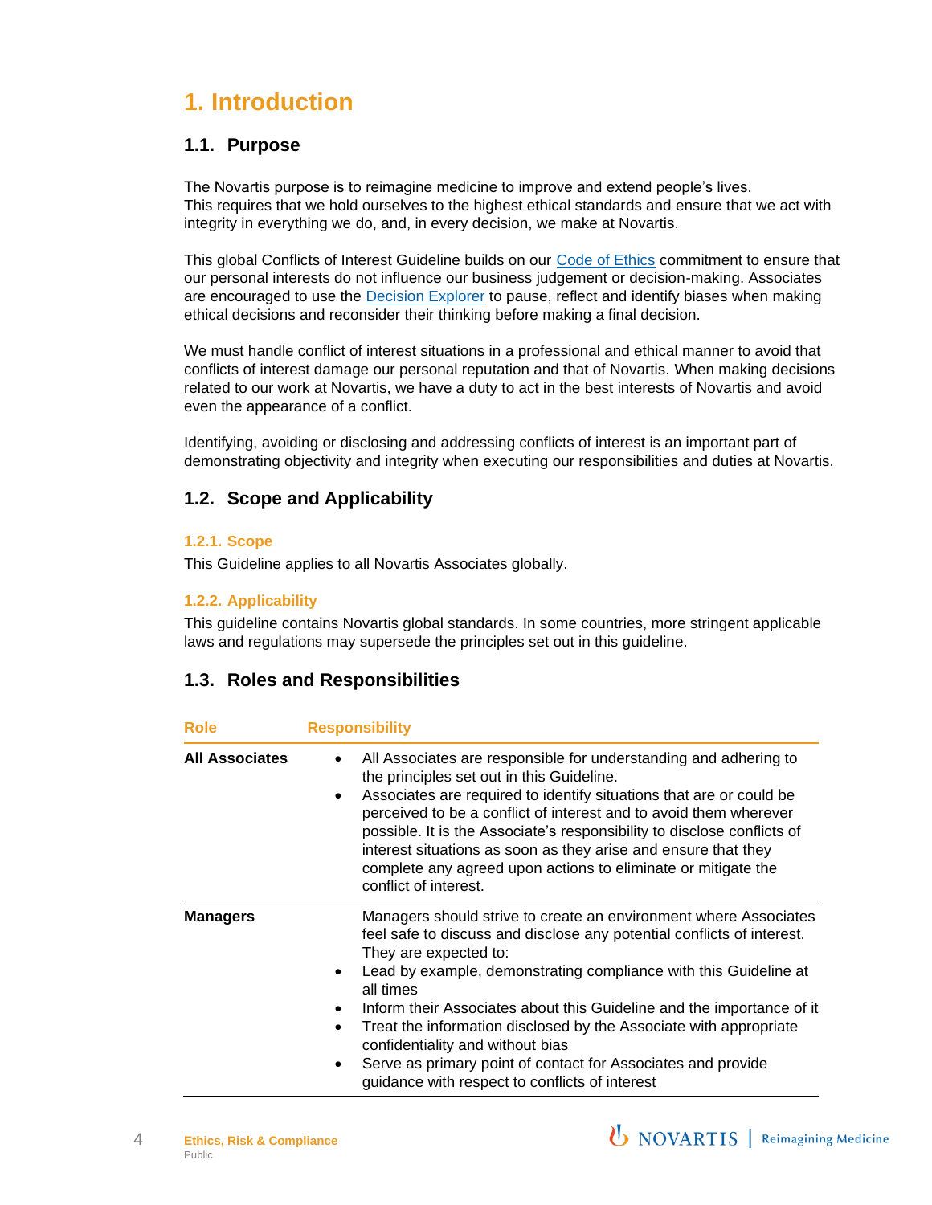# 1. Introduction

## 1.1. Purpose

The Novartis purpose is to reimagine medicine to improve and extend people's lives.
This requires that we hold ourselves to the highest ethical standards and ensure that we act with integrity in everything we do, and, in every decision, we make at Novartis.

This global Conflicts of Interest Guideline builds on our Code of Ethics commitment to ensure that our personal interests do not influence our business judgement or decision-making. Associates are encouraged to use the Decision Explorer to pause, reflect and identify biases when making ethical decisions and reconsider their thinking before making a final decision.

We must handle conflict of interest situations in a professional and ethical manner to avoid that conflicts of interest damage our personal reputation and that of Novartis. When making decisions related to our work at Novartis, we have a duty to act in the best interests of Novartis and avoid even the appearance of a conflict.

Identifying, avoiding or disclosing and addressing conflicts of interest is an important part of demonstrating objectivity and integrity when executing our responsibilities and duties at Novartis.

## 1.2. Scope and Applicability

### 1.2.1. Scope

This Guideline applies to all Novartis Associates globally.

### 1.2.2. Applicability

This guideline contains Novartis global standards. In some countries, more stringent applicable laws and regulations may supersede the principles set out in this guideline.

## 1.3. Roles and Responsibilities

| Role | Responsibility |
| --- | --- |
| **All Associates** | • All Associates are responsible for understanding and adhering to the principles set out in this Guideline.<br>• Associates are required to identify situations that are or could be perceived to be a conflict of interest and to avoid them wherever possible. It is the Associate's responsibility to disclose conflicts of interest situations as soon as they arise and ensure that they complete any agreed upon actions to eliminate or mitigate the conflict of interest. |
| **Managers** | Managers should strive to create an environment where Associates feel safe to discuss and disclose any potential conflicts of interest. They are expected to:<br>• Lead by example, demonstrating compliance with this Guideline at all times<br>• Inform their Associates about this Guideline and the importance of it<br>• Treat the information disclosed by the Associate with appropriate confidentiality and without bias<br>• Serve as primary point of contact for Associates and provide guidance with respect to conflicts of interest |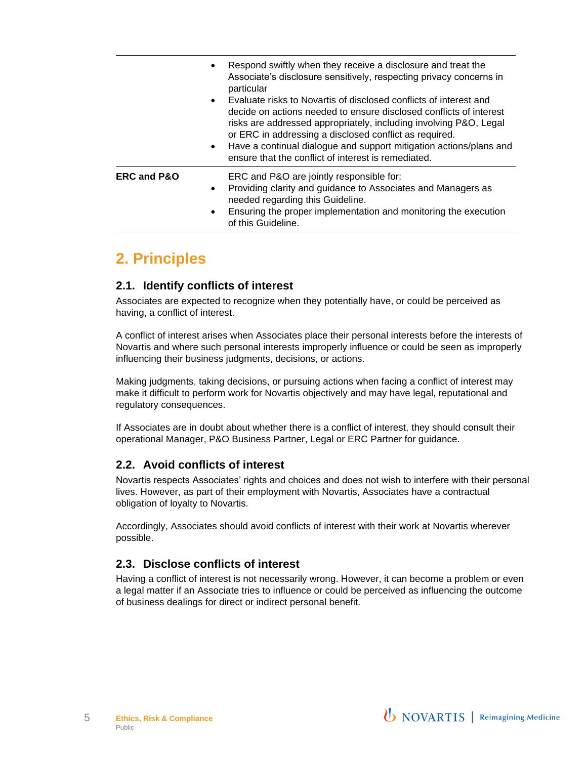| | |
|---|---|
| | • Respond swiftly when they receive a disclosure and treat the Associate's disclosure sensitively, respecting privacy concerns in particular<br>• Evaluate risks to Novartis of disclosed conflicts of interest and decide on actions needed to ensure disclosed conflicts of interest risks are addressed appropriately, including involving P&O, Legal or ERC in addressing a disclosed conflict as required.<br>• Have a continual dialogue and support mitigation actions/plans and ensure that the conflict of interest is remediated. |
| **ERC and P&O** | ERC and P&O are jointly responsible for:<br>• Providing clarity and guidance to Associates and Managers as needed regarding this Guideline.<br>• Ensuring the proper implementation and monitoring the execution of this Guideline. |

# 2. Principles

## 2.1. Identify conflicts of interest

Associates are expected to recognize when they potentially have, or could be perceived as having, a conflict of interest.

A conflict of interest arises when Associates place their personal interests before the interests of Novartis and where such personal interests improperly influence or could be seen as improperly influencing their business judgments, decisions, or actions.

Making judgments, taking decisions, or pursuing actions when facing a conflict of interest may make it difficult to perform work for Novartis objectively and may have legal, reputational and regulatory consequences.

If Associates are in doubt about whether there is a conflict of interest, they should consult their operational Manager, P&O Business Partner, Legal or ERC Partner for guidance.

## 2.2. Avoid conflicts of interest

Novartis respects Associates' rights and choices and does not wish to interfere with their personal lives. However, as part of their employment with Novartis, Associates have a contractual obligation of loyalty to Novartis.

Accordingly, Associates should avoid conflicts of interest with their work at Novartis wherever possible.

## 2.3. Disclose conflicts of interest

Having a conflict of interest is not necessarily wrong. However, it can become a problem or even a legal matter if an Associate tries to influence or could be perceived as influencing the outcome of business dealings for direct or indirect personal benefit.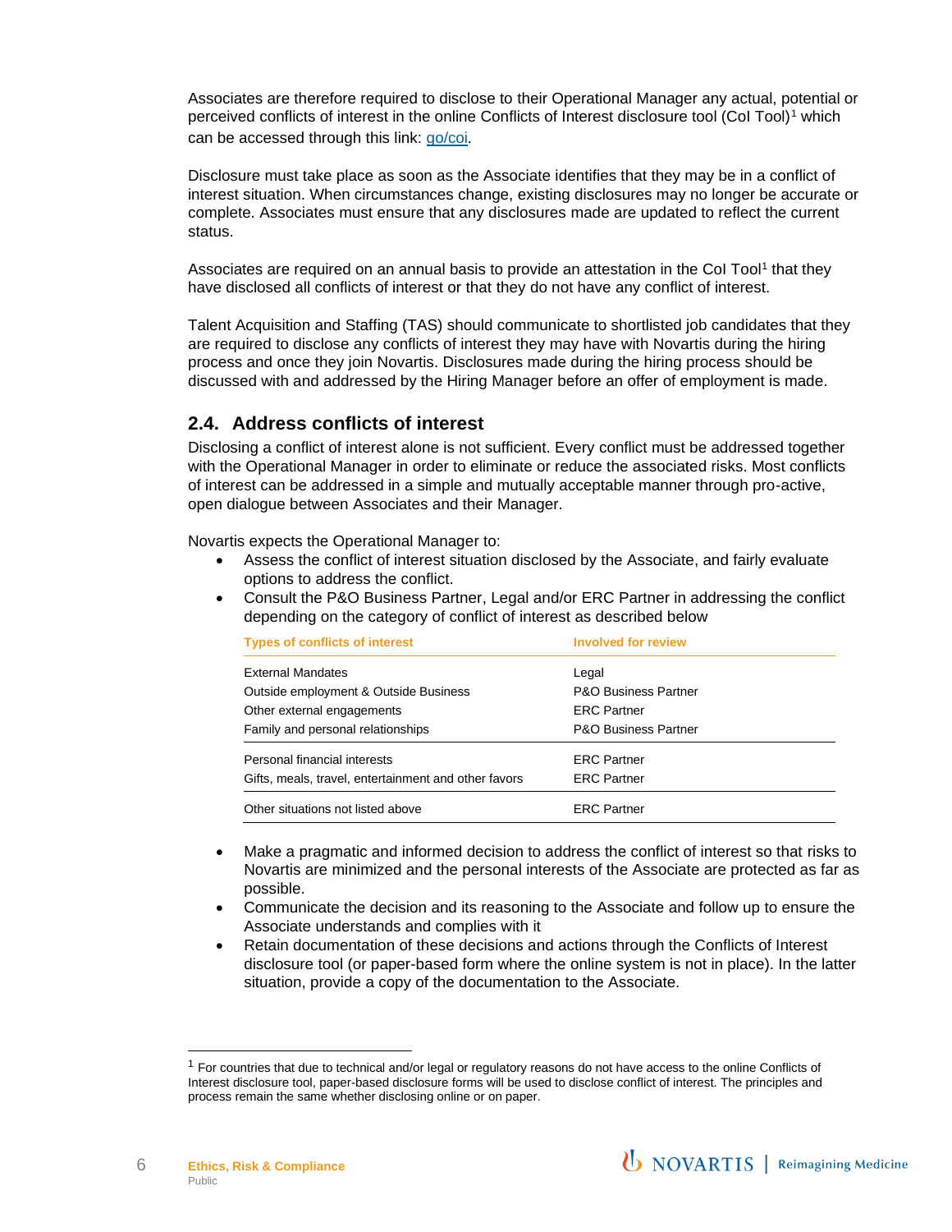Associates are therefore required to disclose to their Operational Manager any actual, potential or perceived conflicts of interest in the online Conflicts of Interest disclosure tool (CoI Tool)[1] which can be accessed through this link: go/coi.

Disclosure must take place as soon as the Associate identifies that they may be in a conflict of interest situation. When circumstances change, existing disclosures may no longer be accurate or complete. Associates must ensure that any disclosures made are updated to reflect the current status.

Associates are required on an annual basis to provide an attestation in the CoI Tool[1] that they have disclosed all conflicts of interest or that they do not have any conflict of interest.

Talent Acquisition and Staffing (TAS) should communicate to shortlisted job candidates that they are required to disclose any conflicts of interest they may have with Novartis during the hiring process and once they join Novartis. Disclosures made during the hiring process should be discussed with and addressed by the Hiring Manager before an offer of employment is made.

## 2.4. Address conflicts of interest

Disclosing a conflict of interest alone is not sufficient. Every conflict must be addressed together with the Operational Manager in order to eliminate or reduce the associated risks. Most conflicts of interest can be addressed in a simple and mutually acceptable manner through pro-active, open dialogue between Associates and their Manager.

Novartis expects the Operational Manager to:

- Assess the conflict of interest situation disclosed by the Associate, and fairly evaluate options to address the conflict.
- Consult the P&O Business Partner, Legal and/or ERC Partner in addressing the conflict depending on the category of conflict of interest as described below

| Types of conflicts of interest | Involved for review |
| --- | --- |
| External Mandates | Legal |
| Outside employment & Outside Business | P&O Business Partner |
| Other external engagements | ERC Partner |
| Family and personal relationships | P&O Business Partner |
| Personal financial interests | ERC Partner |
| Gifts, meals, travel, entertainment and other favors | ERC Partner |
| Other situations not listed above | ERC Partner |

- Make a pragmatic and informed decision to address the conflict of interest so that risks to Novartis are minimized and the personal interests of the Associate are protected as far as possible.
- Communicate the decision and its reasoning to the Associate and follow up to ensure the Associate understands and complies with it
- Retain documentation of these decisions and actions through the Conflicts of Interest disclosure tool (or paper-based form where the online system is not in place). In the latter situation, provide a copy of the documentation to the Associate.

[1] For countries that due to technical and/or legal or regulatory reasons do not have access to the online Conflicts of Interest disclosure tool, paper-based disclosure forms will be used to disclose conflict of interest. The principles and process remain the same whether disclosing online or on paper.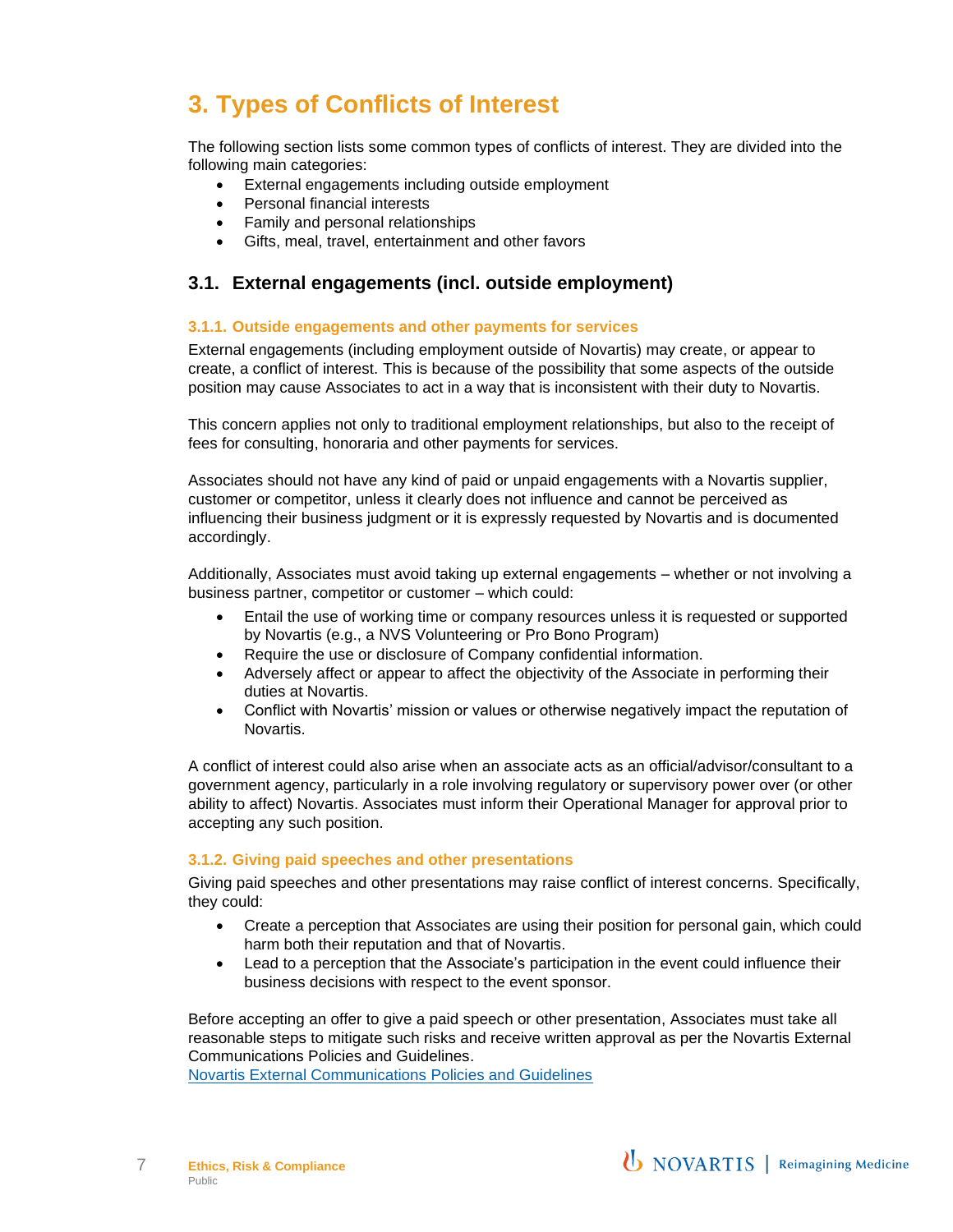# 3. Types of Conflicts of Interest

The following section lists some common types of conflicts of interest. They are divided into the following main categories:

- External engagements including outside employment
- Personal financial interests
- Family and personal relationships
- Gifts, meal, travel, entertainment and other favors

## 3.1. External engagements (incl. outside employment)

### 3.1.1. Outside engagements and other payments for services

External engagements (including employment outside of Novartis) may create, or appear to create, a conflict of interest. This is because of the possibility that some aspects of the outside position may cause Associates to act in a way that is inconsistent with their duty to Novartis.

This concern applies not only to traditional employment relationships, but also to the receipt of fees for consulting, honoraria and other payments for services.

Associates should not have any kind of paid or unpaid engagements with a Novartis supplier, customer or competitor, unless it clearly does not influence and cannot be perceived as influencing their business judgment or it is expressly requested by Novartis and is documented accordingly.

Additionally, Associates must avoid taking up external engagements – whether or not involving a business partner, competitor or customer – which could:

- Entail the use of working time or company resources unless it is requested or supported by Novartis (e.g., a NVS Volunteering or Pro Bono Program)
- Require the use or disclosure of Company confidential information.
- Adversely affect or appear to affect the objectivity of the Associate in performing their duties at Novartis.
- Conflict with Novartis' mission or values or otherwise negatively impact the reputation of Novartis.

A conflict of interest could also arise when an associate acts as an official/advisor/consultant to a government agency, particularly in a role involving regulatory or supervisory power over (or other ability to affect) Novartis. Associates must inform their Operational Manager for approval prior to accepting any such position.

### 3.1.2. Giving paid speeches and other presentations

Giving paid speeches and other presentations may raise conflict of interest concerns. Specifically, they could:

- Create a perception that Associates are using their position for personal gain, which could harm both their reputation and that of Novartis.
- Lead to a perception that the Associate's participation in the event could influence their business decisions with respect to the event sponsor.

Before accepting an offer to give a paid speech or other presentation, Associates must take all reasonable steps to mitigate such risks and receive written approval as per the Novartis External Communications Policies and Guidelines.
Novartis External Communications Policies and Guidelines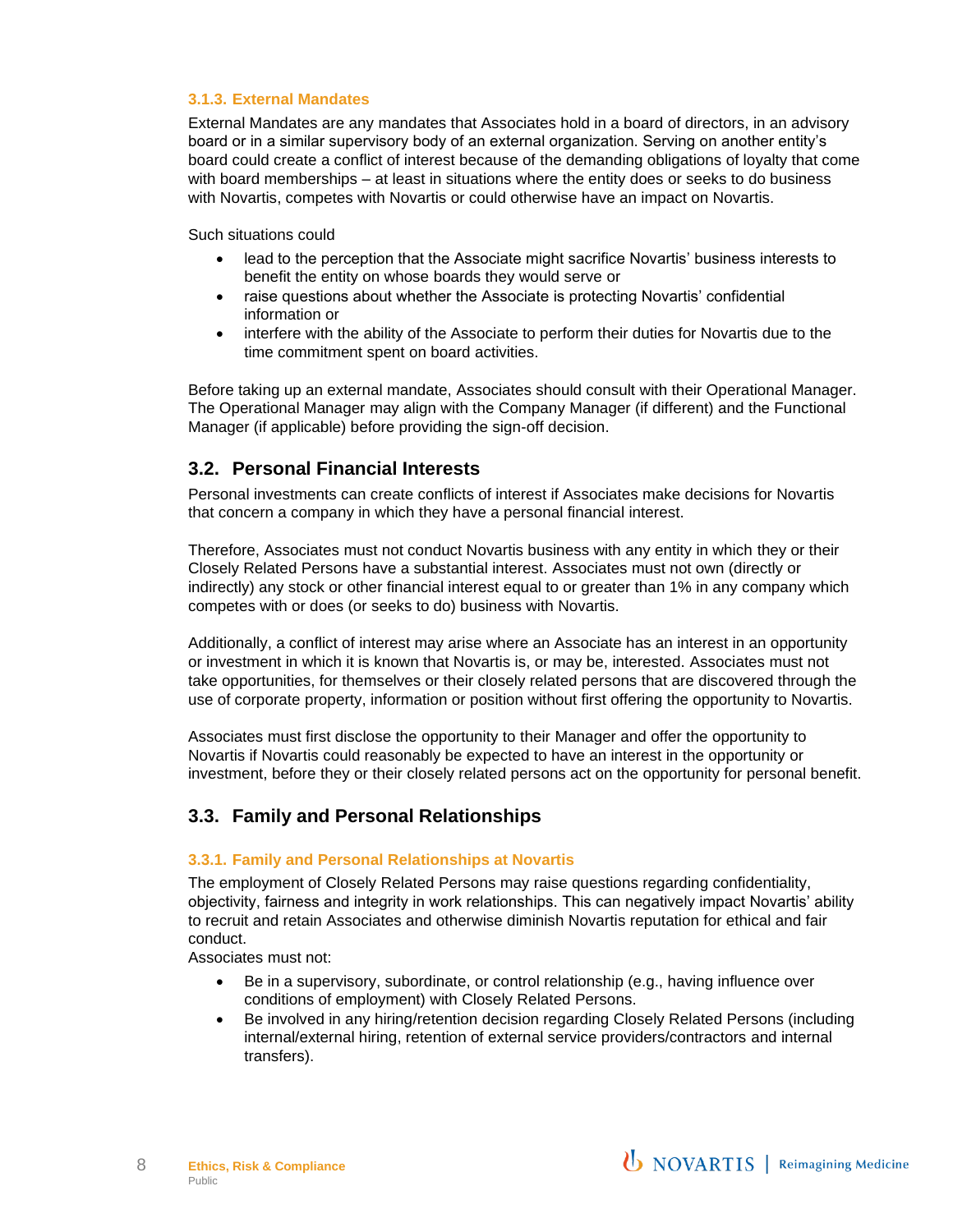#### 3.1.3. External Mandates

External Mandates are any mandates that Associates hold in a board of directors, in an advisory board or in a similar supervisory body of an external organization. Serving on another entity's board could create a conflict of interest because of the demanding obligations of loyalty that come with board memberships – at least in situations where the entity does or seeks to do business with Novartis, competes with Novartis or could otherwise have an impact on Novartis.

Such situations could

- lead to the perception that the Associate might sacrifice Novartis' business interests to benefit the entity on whose boards they would serve or
- raise questions about whether the Associate is protecting Novartis' confidential information or
- interfere with the ability of the Associate to perform their duties for Novartis due to the time commitment spent on board activities.

Before taking up an external mandate, Associates should consult with their Operational Manager. The Operational Manager may align with the Company Manager (if different) and the Functional Manager (if applicable) before providing the sign-off decision.

### 3.2. Personal Financial Interests

Personal investments can create conflicts of interest if Associates make decisions for Novartis that concern a company in which they have a personal financial interest.

Therefore, Associates must not conduct Novartis business with any entity in which they or their Closely Related Persons have a substantial interest. Associates must not own (directly or indirectly) any stock or other financial interest equal to or greater than 1% in any company which competes with or does (or seeks to do) business with Novartis.

Additionally, a conflict of interest may arise where an Associate has an interest in an opportunity or investment in which it is known that Novartis is, or may be, interested. Associates must not take opportunities, for themselves or their closely related persons that are discovered through the use of corporate property, information or position without first offering the opportunity to Novartis.

Associates must first disclose the opportunity to their Manager and offer the opportunity to Novartis if Novartis could reasonably be expected to have an interest in the opportunity or investment, before they or their closely related persons act on the opportunity for personal benefit.

### 3.3. Family and Personal Relationships

#### 3.3.1. Family and Personal Relationships at Novartis

The employment of Closely Related Persons may raise questions regarding confidentiality, objectivity, fairness and integrity in work relationships. This can negatively impact Novartis' ability to recruit and retain Associates and otherwise diminish Novartis reputation for ethical and fair conduct.

Associates must not:

- Be in a supervisory, subordinate, or control relationship (e.g., having influence over conditions of employment) with Closely Related Persons.
- Be involved in any hiring/retention decision regarding Closely Related Persons (including internal/external hiring, retention of external service providers/contractors and internal transfers).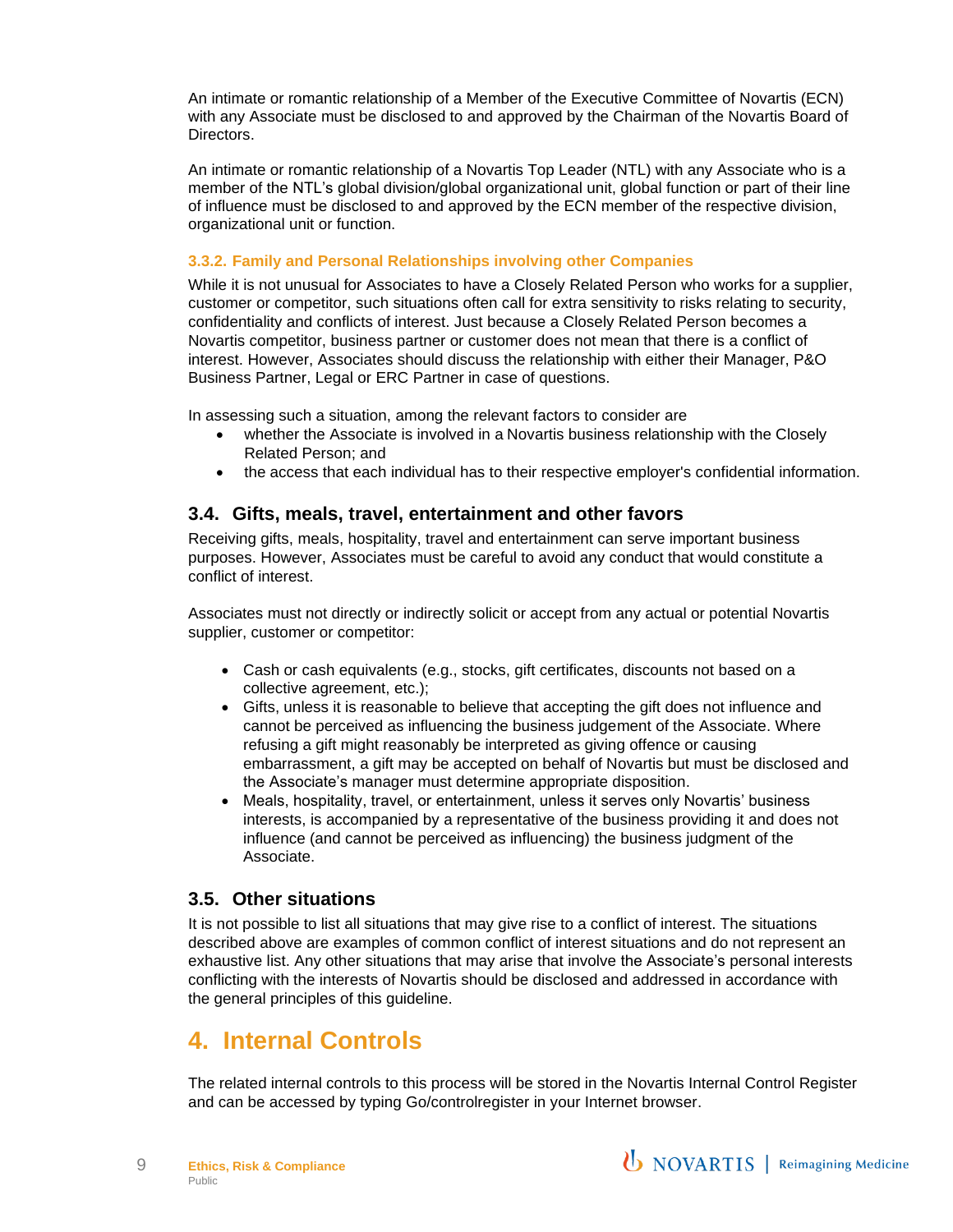An intimate or romantic relationship of a Member of the Executive Committee of Novartis (ECN) with any Associate must be disclosed to and approved by the Chairman of the Novartis Board of Directors.

An intimate or romantic relationship of a Novartis Top Leader (NTL) with any Associate who is a member of the NTL's global division/global organizational unit, global function or part of their line of influence must be disclosed to and approved by the ECN member of the respective division, organizational unit or function.

#### 3.3.2. Family and Personal Relationships involving other Companies

While it is not unusual for Associates to have a Closely Related Person who works for a supplier, customer or competitor, such situations often call for extra sensitivity to risks relating to security, confidentiality and conflicts of interest. Just because a Closely Related Person becomes a Novartis competitor, business partner or customer does not mean that there is a conflict of interest. However, Associates should discuss the relationship with either their Manager, P&O Business Partner, Legal or ERC Partner in case of questions.

In assessing such a situation, among the relevant factors to consider are

- whether the Associate is involved in a Novartis business relationship with the Closely Related Person; and
- the access that each individual has to their respective employer's confidential information.

### 3.4. Gifts, meals, travel, entertainment and other favors

Receiving gifts, meals, hospitality, travel and entertainment can serve important business purposes. However, Associates must be careful to avoid any conduct that would constitute a conflict of interest.

Associates must not directly or indirectly solicit or accept from any actual or potential Novartis supplier, customer or competitor:

- Cash or cash equivalents (e.g., stocks, gift certificates, discounts not based on a collective agreement, etc.);
- Gifts, unless it is reasonable to believe that accepting the gift does not influence and cannot be perceived as influencing the business judgement of the Associate. Where refusing a gift might reasonably be interpreted as giving offence or causing embarrassment, a gift may be accepted on behalf of Novartis but must be disclosed and the Associate's manager must determine appropriate disposition.
- Meals, hospitality, travel, or entertainment, unless it serves only Novartis' business interests, is accompanied by a representative of the business providing it and does not influence (and cannot be perceived as influencing) the business judgment of the Associate.

### 3.5. Other situations

It is not possible to list all situations that may give rise to a conflict of interest. The situations described above are examples of common conflict of interest situations and do not represent an exhaustive list. Any other situations that may arise that involve the Associate's personal interests conflicting with the interests of Novartis should be disclosed and addressed in accordance with the general principles of this guideline.

## 4. Internal Controls

The related internal controls to this process will be stored in the Novartis Internal Control Register and can be accessed by typing Go/controlregister in your Internet browser.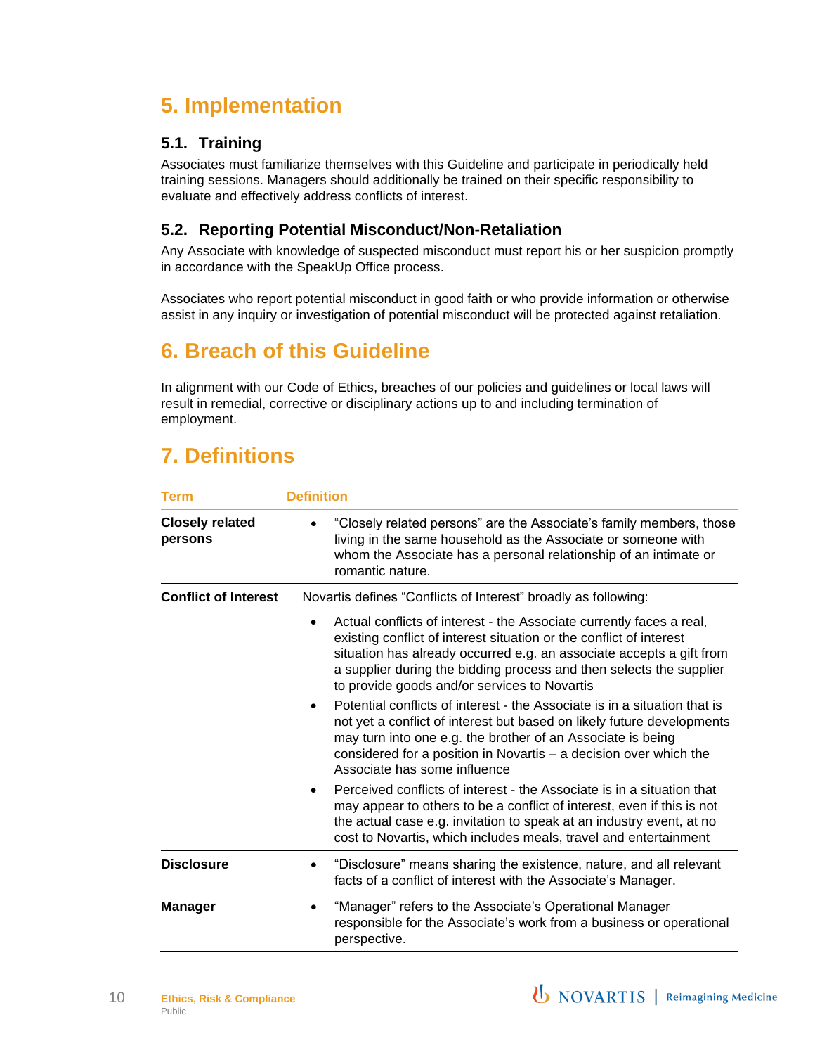## 5. Implementation

### 5.1. Training

Associates must familiarize themselves with this Guideline and participate in periodically held training sessions. Managers should additionally be trained on their specific responsibility to evaluate and effectively address conflicts of interest.

### 5.2. Reporting Potential Misconduct/Non-Retaliation

Any Associate with knowledge of suspected misconduct must report his or her suspicion promptly in accordance with the SpeakUp Office process.

Associates who report potential misconduct in good faith or who provide information or otherwise assist in any inquiry or investigation of potential misconduct will be protected against retaliation.

## 6. Breach of this Guideline

In alignment with our Code of Ethics, breaches of our policies and guidelines or local laws will result in remedial, corrective or disciplinary actions up to and including termination of employment.

## 7. Definitions

| Term | Definition |
|---|---|
| **Closely related persons** | • "Closely related persons" are the Associate's family members, those living in the same household as the Associate or someone with whom the Associate has a personal relationship of an intimate or romantic nature. |
| **Conflict of Interest** | Novartis defines "Conflicts of Interest" broadly as following:<br>• Actual conflicts of interest - the Associate currently faces a real, existing conflict of interest situation or the conflict of interest situation has already occurred e.g. an associate accepts a gift from a supplier during the bidding process and then selects the supplier to provide goods and/or services to Novartis<br>• Potential conflicts of interest - the Associate is in a situation that is not yet a conflict of interest but based on likely future developments may turn into one e.g. the brother of an Associate is being considered for a position in Novartis – a decision over which the Associate has some influence<br>• Perceived conflicts of interest - the Associate is in a situation that may appear to others to be a conflict of interest, even if this is not the actual case e.g. invitation to speak at an industry event, at no cost to Novartis, which includes meals, travel and entertainment |
| **Disclosure** | • "Disclosure" means sharing the existence, nature, and all relevant facts of a conflict of interest with the Associate's Manager. |
| **Manager** | • "Manager" refers to the Associate's Operational Manager responsible for the Associate's work from a business or operational perspective. |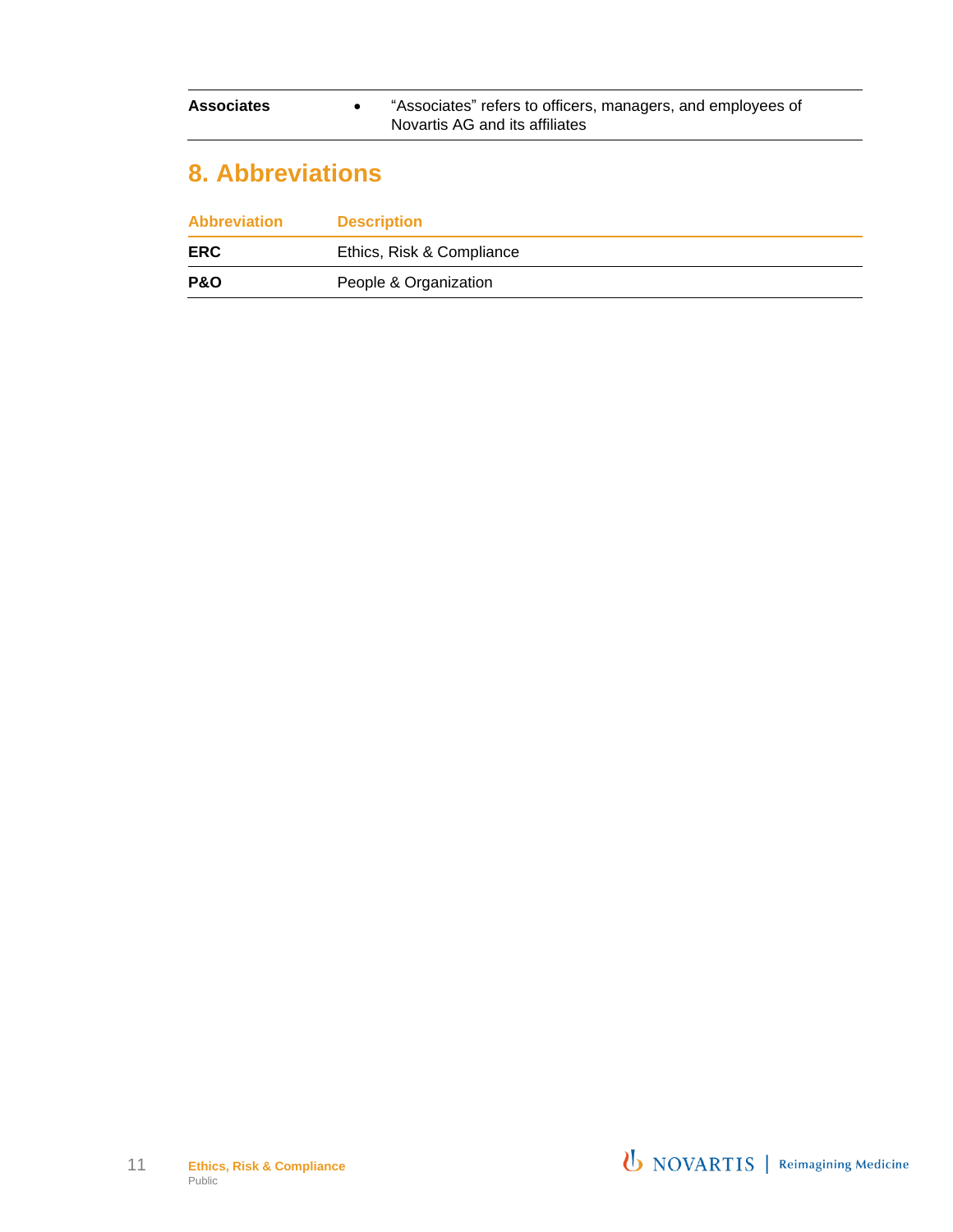| | | |
|---|---|---|
| **Associates** | • | "Associates" refers to officers, managers, and employees of Novartis AG and its affiliates |

## 8. Abbreviations

| Abbreviation | Description |
|---|---|
| **ERC** | Ethics, Risk & Compliance |
| **P&O** | People & Organization |